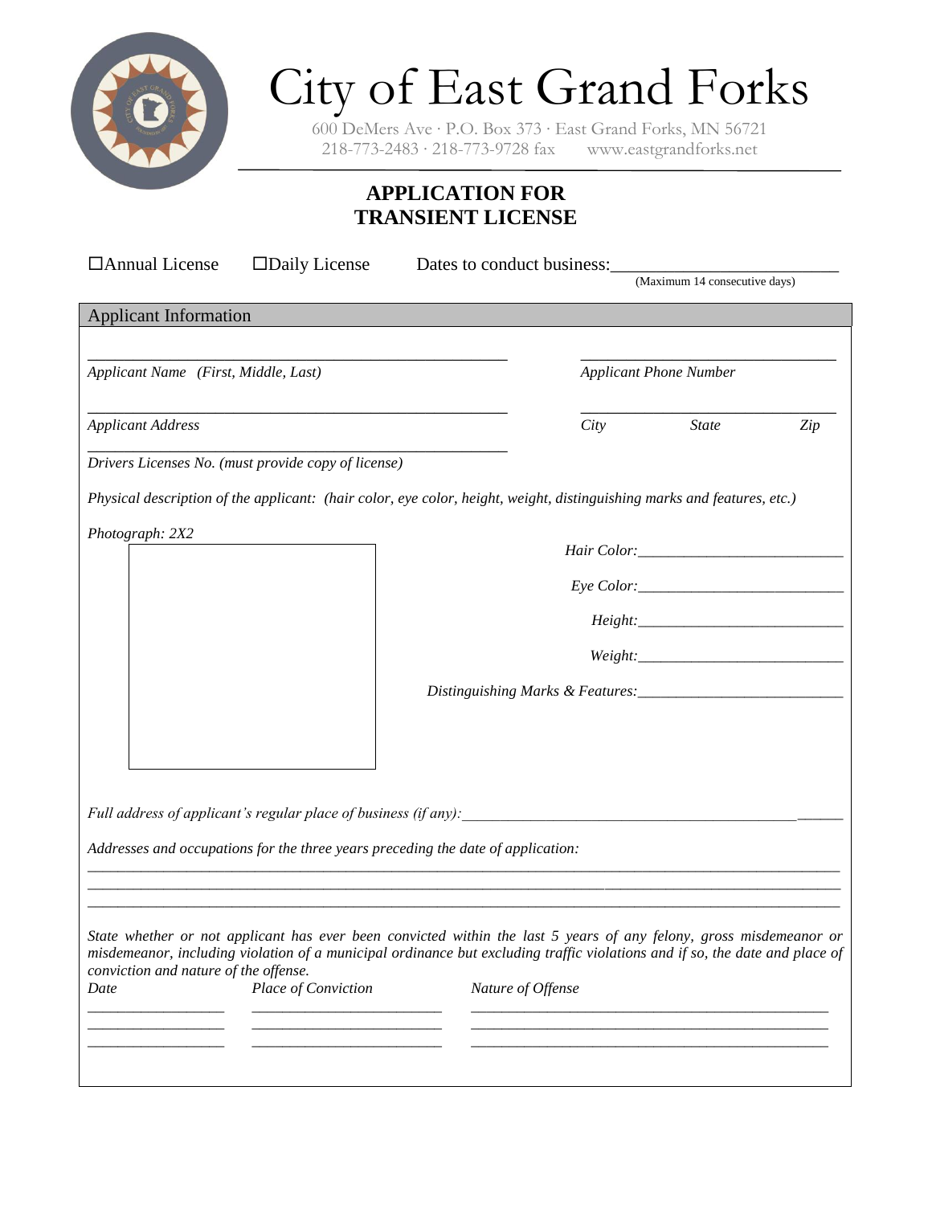# City of East Grand Forks

600 DeMers Ave · P.O. Box 373 · East Grand Forks, MN 56721
218-773-2483 · 218-773-9728 fax   www.eastgrandforks.net

## APPLICATION FOR
## TRANSIENT LICENSE

☐Annual License   ☐Daily License   Dates to conduct business:________________________
(Maximum 14 consecutive days)

### Applicant Information

_______________________________________________   ______________________________
*Applicant Name (First, Middle, Last)*   *Applicant Phone Number*

_______________________________________________   ______________________________
*Applicant Address*   *City*   *State*   *Zip*

_______________________________________________
*Drivers Licenses No. (must provide copy of license)*

*Physical description of the applicant: (hair color, eye color, height, weight, distinguishing marks and features, etc.)*

*Photograph: 2X2*

*Hair Color:*__________________________

*Eye Color:*__________________________

*Height:*__________________________

*Weight:*__________________________

*Distinguishing Marks & Features:*__________________________

*Full address of applicant's regular place of business (if any):*__________________________________________

*Addresses and occupations for the three years preceding the date of application:*

_____________________________________________________________________________________
_____________________________________________________________________________________
_____________________________________________________________________________________

*State whether or not applicant has ever been convicted within the last 5 years of any felony, gross misdemeanor or misdemeanor, including violation of a municipal ordinance but excluding traffic violations and if so, the date and place of conviction and nature of the offense.*

| *Date* | *Place of Conviction* | *Nature of Offense* |
|---|---|---|
| | | |
| | | |
| | | |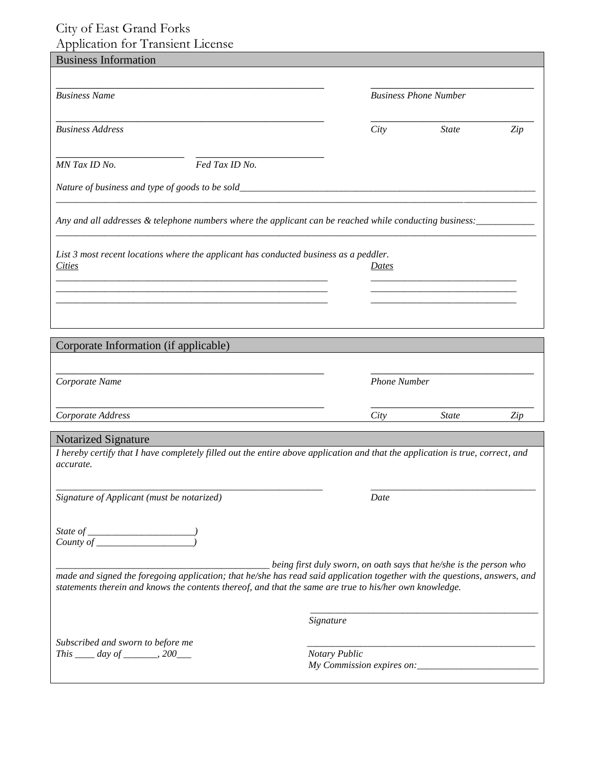# City of East Grand Forks
# Application for Transient License

## Business Information

_______________________________________________ _____________________________

*Business Name* *Business Phone Number*

_______________________________________________ _____________________________

*Business Address* *City State Zip*

______________________ ______________________

*MN Tax ID No.* *Fed Tax ID No.*

*Nature of business and type of goods to be sold*_______________________________________________________________
_____________________________________________________________________________________________

*Any and all addresses & telephone numbers where the applicant can be reached while conducting business:*____________
_____________________________________________________________________________________________

*List 3 most recent locations where the applicant has conducted business as a peddler.*

| *Cities* | *Dates* |
|---|---|
| ________________________________________________ | __________________________ |
| ________________________________________________ | __________________________ |
| ________________________________________________ | __________________________ |

## Corporate Information (if applicable)

_______________________________________________ _____________________________

*Corporate Name* *Phone Number*

_______________________________________________ _____________________________

*Corporate Address* *City State Zip*

## Notarized Signature

*I hereby certify that I have completely filled out the entire above application and that the application is true, correct, and accurate.*

_______________________________________________ _____________________________

*Signature of Applicant (must be notarized)* *Date*

*State of _____________________)*
*County of ___________________)*

______________________________________ *being first duly sworn, on oath says that he/she is the person who made and signed the foregoing application; that he/she has read said application together with the questions, answers, and statements therein and knows the contents thereof, and that the same are true to his/her own knowledge.*

_____________________________________________

*Signature*

*Subscribed and sworn to before me*
*This ____ day of _______, 200___*

_____________________________________________

*Notary Public*
*My Commission expires on:*________________________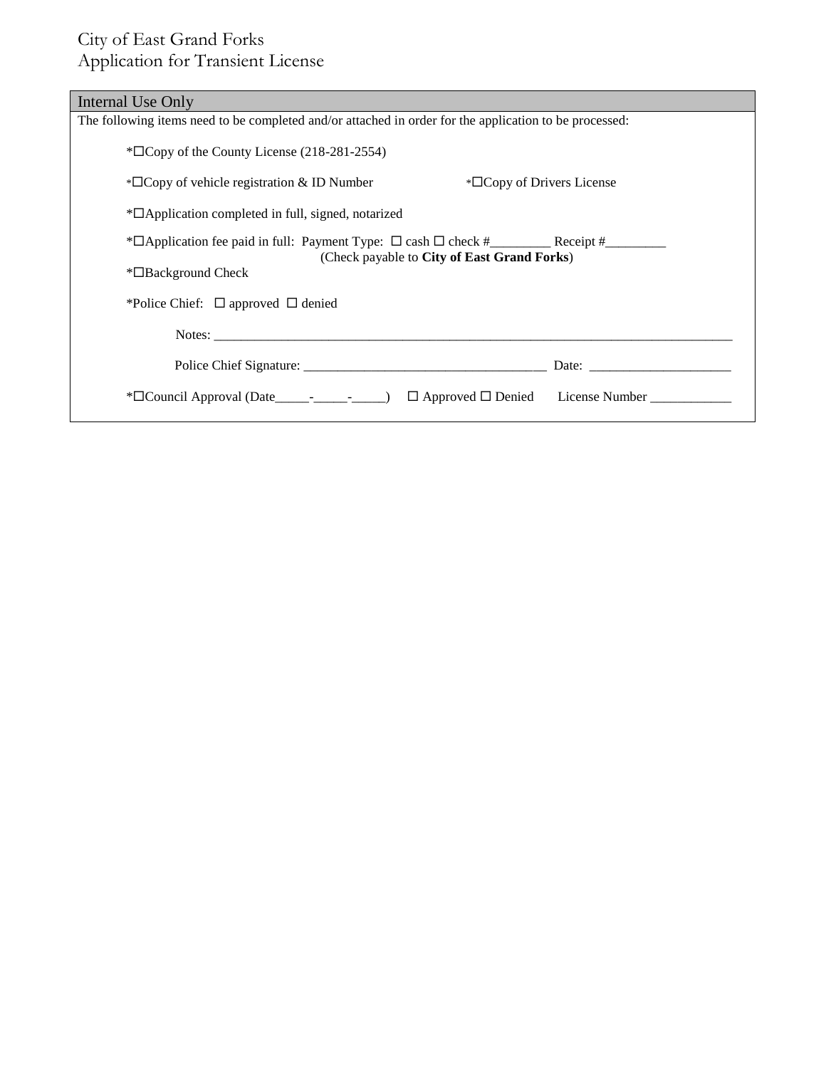City of East Grand Forks
Application for Transient License

## Internal Use Only

The following items need to be completed and/or attached in order for the application to be processed:

*☐Copy of the County License (218-281-2554)

*☐Copy of vehicle registration & ID Number *☐Copy of Drivers License

*☐Application completed in full, signed, notarized

*☐Application fee paid in full: Payment Type: ☐ cash ☐ check #_________ Receipt #_________
(Check payable to **City of East Grand Forks**)

*☐Background Check

*Police Chief: ☐ approved ☐ denied

Notes: ___________________________________________________________________________________

Police Chief Signature: ____________________________________ Date: _____________________

*☐Council Approval (Date_____-_____-_____) ☐ Approved ☐ Denied License Number ____________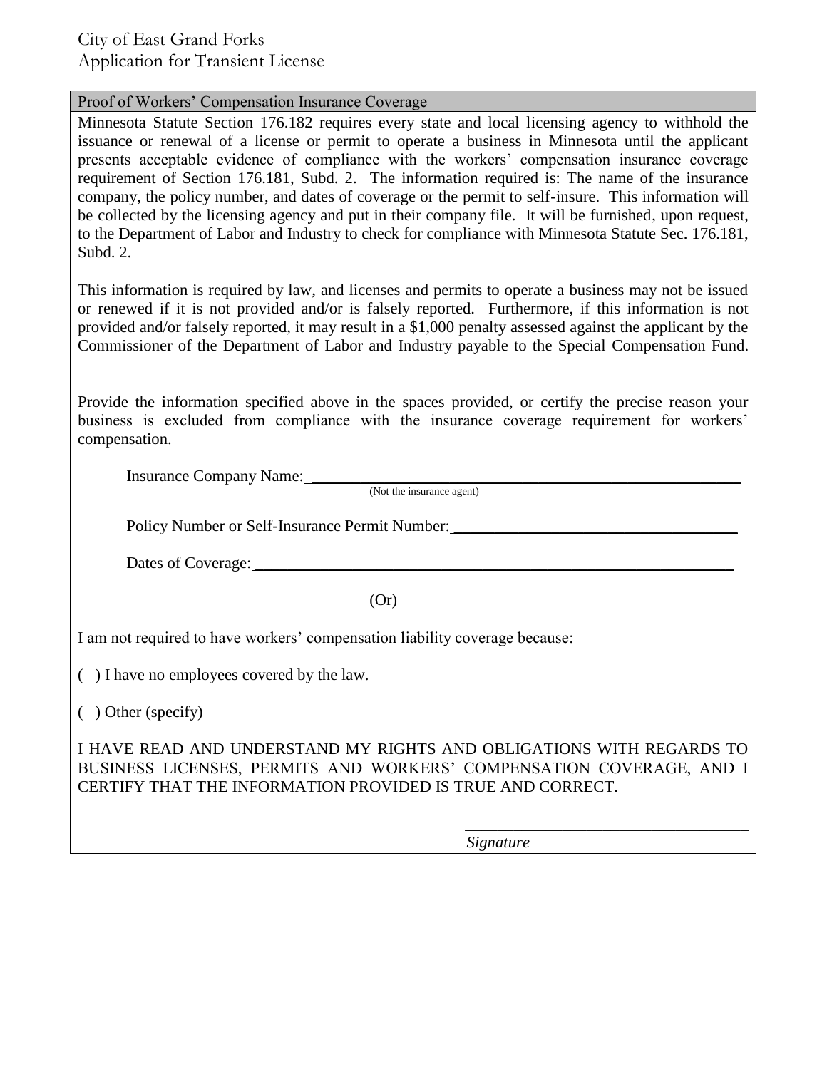City of East Grand Forks
Application for Transient License

## Proof of Workers' Compensation Insurance Coverage

Minnesota Statute Section 176.182 requires every state and local licensing agency to withhold the issuance or renewal of a license or permit to operate a business in Minnesota until the applicant presents acceptable evidence of compliance with the workers' compensation insurance coverage requirement of Section 176.181, Subd. 2. The information required is: The name of the insurance company, the policy number, and dates of coverage or the permit to self-insure. This information will be collected by the licensing agency and put in their company file. It will be furnished, upon request, to the Department of Labor and Industry to check for compliance with Minnesota Statute Sec. 176.181, Subd. 2.

This information is required by law, and licenses and permits to operate a business may not be issued or renewed if it is not provided and/or is falsely reported. Furthermore, if this information is not provided and/or falsely reported, it may result in a $1,000 penalty assessed against the applicant by the Commissioner of the Department of Labor and Industry payable to the Special Compensation Fund.

Provide the information specified above in the spaces provided, or certify the precise reason your business is excluded from compliance with the insurance coverage requirement for workers' compensation.

Insurance Company Name: ________________________________________________
(Not the insurance agent)

Policy Number or Self-Insurance Permit Number: ______________________________

Dates of Coverage: ______________________________________________________

(Or)

I am not required to have workers' compensation liability coverage because:

( ) I have no employees covered by the law.

( ) Other (specify)

I HAVE READ AND UNDERSTAND MY RIGHTS AND OBLIGATIONS WITH REGARDS TO BUSINESS LICENSES, PERMITS AND WORKERS' COMPENSATION COVERAGE, AND I CERTIFY THAT THE INFORMATION PROVIDED IS TRUE AND CORRECT.

________________________________
*Signature*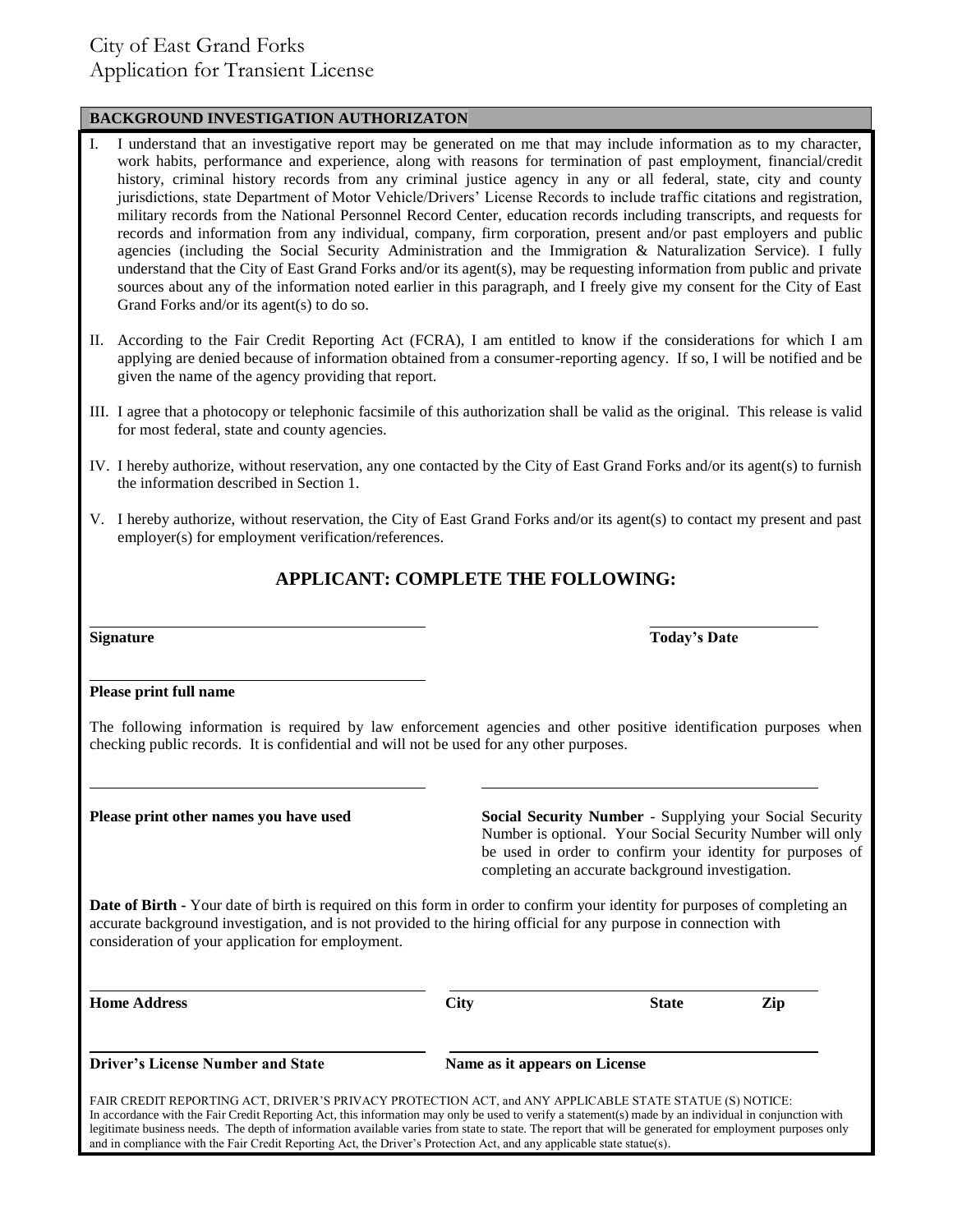City of East Grand Forks
Application for Transient License

**BACKGROUND INVESTIGATION AUTHORIZATON**

I. I understand that an investigative report may be generated on me that may include information as to my character, work habits, performance and experience, along with reasons for termination of past employment, financial/credit history, criminal history records from any criminal justice agency in any or all federal, state, city and county jurisdictions, state Department of Motor Vehicle/Drivers' License Records to include traffic citations and registration, military records from the National Personnel Record Center, education records including transcripts, and requests for records and information from any individual, company, firm corporation, present and/or past employers and public agencies (including the Social Security Administration and the Immigration & Naturalization Service). I fully understand that the City of East Grand Forks and/or its agent(s), may be requesting information from public and private sources about any of the information noted earlier in this paragraph, and I freely give my consent for the City of East Grand Forks and/or its agent(s) to do so.

II. According to the Fair Credit Reporting Act (FCRA), I am entitled to know if the considerations for which I am applying are denied because of information obtained from a consumer-reporting agency. If so, I will be notified and be given the name of the agency providing that report.

III. I agree that a photocopy or telephonic facsimile of this authorization shall be valid as the original. This release is valid for most federal, state and county agencies.

IV. I hereby authorize, without reservation, any one contacted by the City of East Grand Forks and/or its agent(s) to furnish the information described in Section 1.

V. I hereby authorize, without reservation, the City of East Grand Forks and/or its agent(s) to contact my present and past employer(s) for employment verification/references.

## APPLICANT: COMPLETE THE FOLLOWING:

**Signature** \_\_\_\_\_\_\_\_\_\_\_\_\_\_\_\_\_\_\_\_ **Today's Date** \_\_\_\_\_\_\_\_\_\_

**Please print full name** \_\_\_\_\_\_\_\_\_\_\_\_\_\_\_\_\_\_\_\_

The following information is required by law enforcement agencies and other positive identification purposes when checking public records. It is confidential and will not be used for any other purposes.

**Please print other names you have used** \_\_\_\_\_\_\_\_\_\_\_\_\_\_\_\_\_\_\_\_

**Social Security Number** - Supplying your Social Security Number is optional. Your Social Security Number will only be used in order to confirm your identity for purposes of completing an accurate background investigation. \_\_\_\_\_\_\_\_\_\_\_\_\_\_\_\_\_\_\_\_

**Date of Birth** - Your date of birth is required on this form in order to confirm your identity for purposes of completing an accurate background investigation, and is not provided to the hiring official for any purpose in connection with consideration of your application for employment.

**Home Address** \_\_\_\_\_\_\_\_\_\_ **City** \_\_\_\_\_\_\_\_\_\_ **State** \_\_\_\_\_ **Zip** \_\_\_\_\_

**Driver's License Number and State** \_\_\_\_\_\_\_\_\_\_ **Name as it appears on License** \_\_\_\_\_\_\_\_\_\_

FAIR CREDIT REPORTING ACT, DRIVER'S PRIVACY PROTECTION ACT, and ANY APPLICABLE STATE STATUE (S) NOTICE:
In accordance with the Fair Credit Reporting Act, this information may only be used to verify a statement(s) made by an individual in conjunction with legitimate business needs. The depth of information available varies from state to state. The report that will be generated for employment purposes only and in compliance with the Fair Credit Reporting Act, the Driver's Protection Act, and any applicable state statue(s).